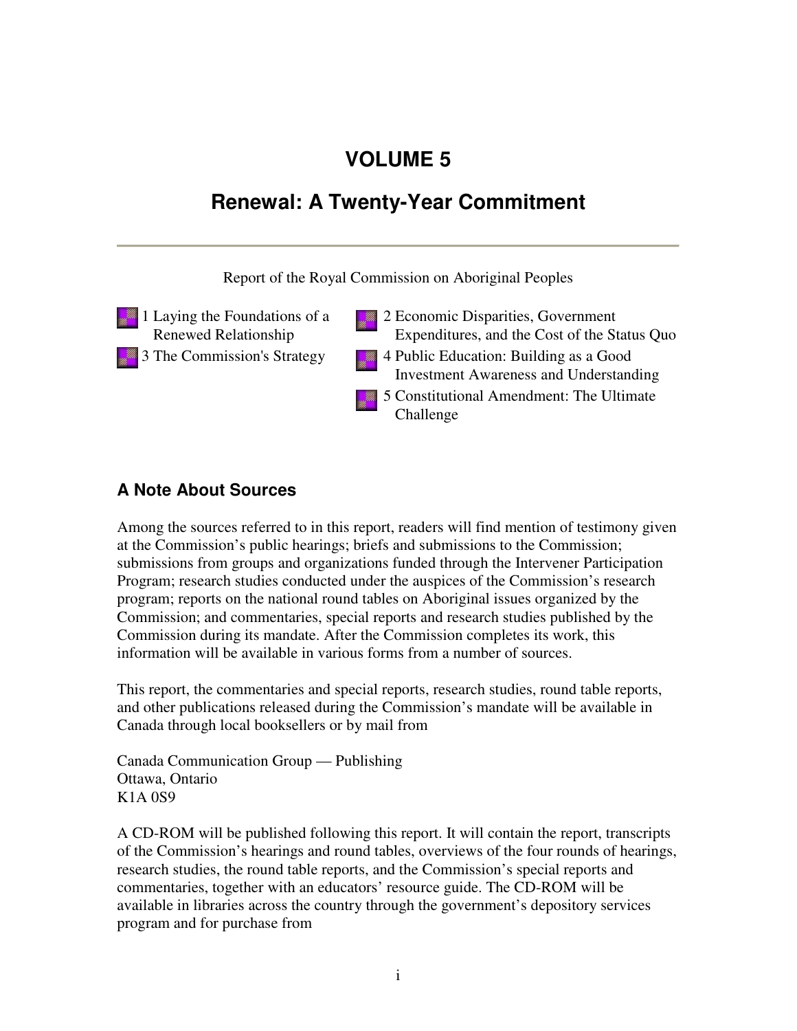# VOLUME 5

## Renewal: A Twenty-Year Commitment

Report of the Royal Commission on Aboriginal Peoples

- 1 Laying the Foundations of a Renewed Relationship
- 2 Economic Disparities, Government Expenditures, and the Cost of the Status Quo
- 3 The Commission's Strategy
- 4 Public Education: Building as a Good Investment Awareness and Understanding
- 5 Constitutional Amendment: The Ultimate Challenge

### A Note About Sources

Among the sources referred to in this report, readers will find mention of testimony given at the Commission's public hearings; briefs and submissions to the Commission; submissions from groups and organizations funded through the Intervener Participation Program; research studies conducted under the auspices of the Commission's research program; reports on the national round tables on Aboriginal issues organized by the Commission; and commentaries, special reports and research studies published by the Commission during its mandate. After the Commission completes its work, this information will be available in various forms from a number of sources.

This report, the commentaries and special reports, research studies, round table reports, and other publications released during the Commission's mandate will be available in Canada through local booksellers or by mail from

Canada Communication Group — Publishing
Ottawa, Ontario
K1A 0S9

A CD-ROM will be published following this report. It will contain the report, transcripts of the Commission's hearings and round tables, overviews of the four rounds of hearings, research studies, the round table reports, and the Commission's special reports and commentaries, together with an educators' resource guide. The CD-ROM will be available in libraries across the country through the government's depository services program and for purchase from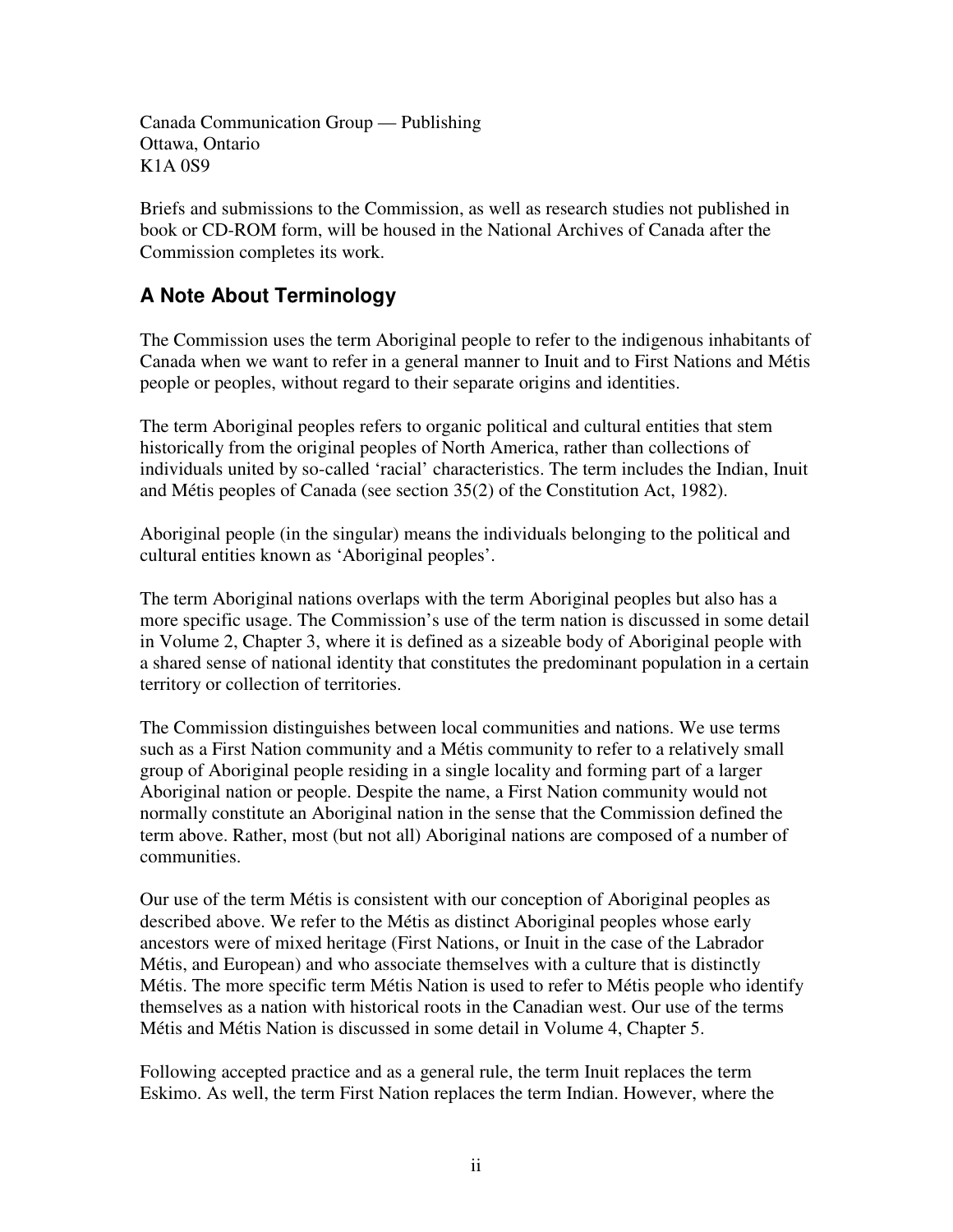Canada Communication Group — Publishing
Ottawa, Ontario
K1A 0S9

Briefs and submissions to the Commission, as well as research studies not published in book or CD-ROM form, will be housed in the National Archives of Canada after the Commission completes its work.

## A Note About Terminology

The Commission uses the term Aboriginal people to refer to the indigenous inhabitants of Canada when we want to refer in a general manner to Inuit and to First Nations and Métis people or peoples, without regard to their separate origins and identities.

The term Aboriginal peoples refers to organic political and cultural entities that stem historically from the original peoples of North America, rather than collections of individuals united by so-called 'racial' characteristics. The term includes the Indian, Inuit and Métis peoples of Canada (see section 35(2) of the Constitution Act, 1982).

Aboriginal people (in the singular) means the individuals belonging to the political and cultural entities known as 'Aboriginal peoples'.

The term Aboriginal nations overlaps with the term Aboriginal peoples but also has a more specific usage. The Commission's use of the term nation is discussed in some detail in Volume 2, Chapter 3, where it is defined as a sizeable body of Aboriginal people with a shared sense of national identity that constitutes the predominant population in a certain territory or collection of territories.

The Commission distinguishes between local communities and nations. We use terms such as a First Nation community and a Métis community to refer to a relatively small group of Aboriginal people residing in a single locality and forming part of a larger Aboriginal nation or people. Despite the name, a First Nation community would not normally constitute an Aboriginal nation in the sense that the Commission defined the term above. Rather, most (but not all) Aboriginal nations are composed of a number of communities.

Our use of the term Métis is consistent with our conception of Aboriginal peoples as described above. We refer to the Métis as distinct Aboriginal peoples whose early ancestors were of mixed heritage (First Nations, or Inuit in the case of the Labrador Métis, and European) and who associate themselves with a culture that is distinctly Métis. The more specific term Métis Nation is used to refer to Métis people who identify themselves as a nation with historical roots in the Canadian west. Our use of the terms Métis and Métis Nation is discussed in some detail in Volume 4, Chapter 5.

Following accepted practice and as a general rule, the term Inuit replaces the term Eskimo. As well, the term First Nation replaces the term Indian. However, where the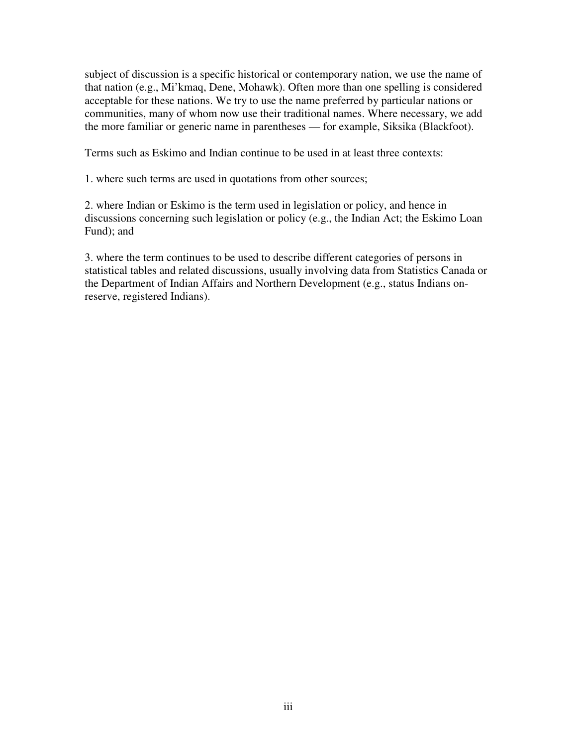subject of discussion is a specific historical or contemporary nation, we use the name of that nation (e.g., Mi'kmaq, Dene, Mohawk). Often more than one spelling is considered acceptable for these nations. We try to use the name preferred by particular nations or communities, many of whom now use their traditional names. Where necessary, we add the more familiar or generic name in parentheses — for example, Siksika (Blackfoot).

Terms such as Eskimo and Indian continue to be used in at least three contexts:

1. where such terms are used in quotations from other sources;

2. where Indian or Eskimo is the term used in legislation or policy, and hence in discussions concerning such legislation or policy (e.g., the Indian Act; the Eskimo Loan Fund); and

3. where the term continues to be used to describe different categories of persons in statistical tables and related discussions, usually involving data from Statistics Canada or the Department of Indian Affairs and Northern Development (e.g., status Indians on-reserve, registered Indians).